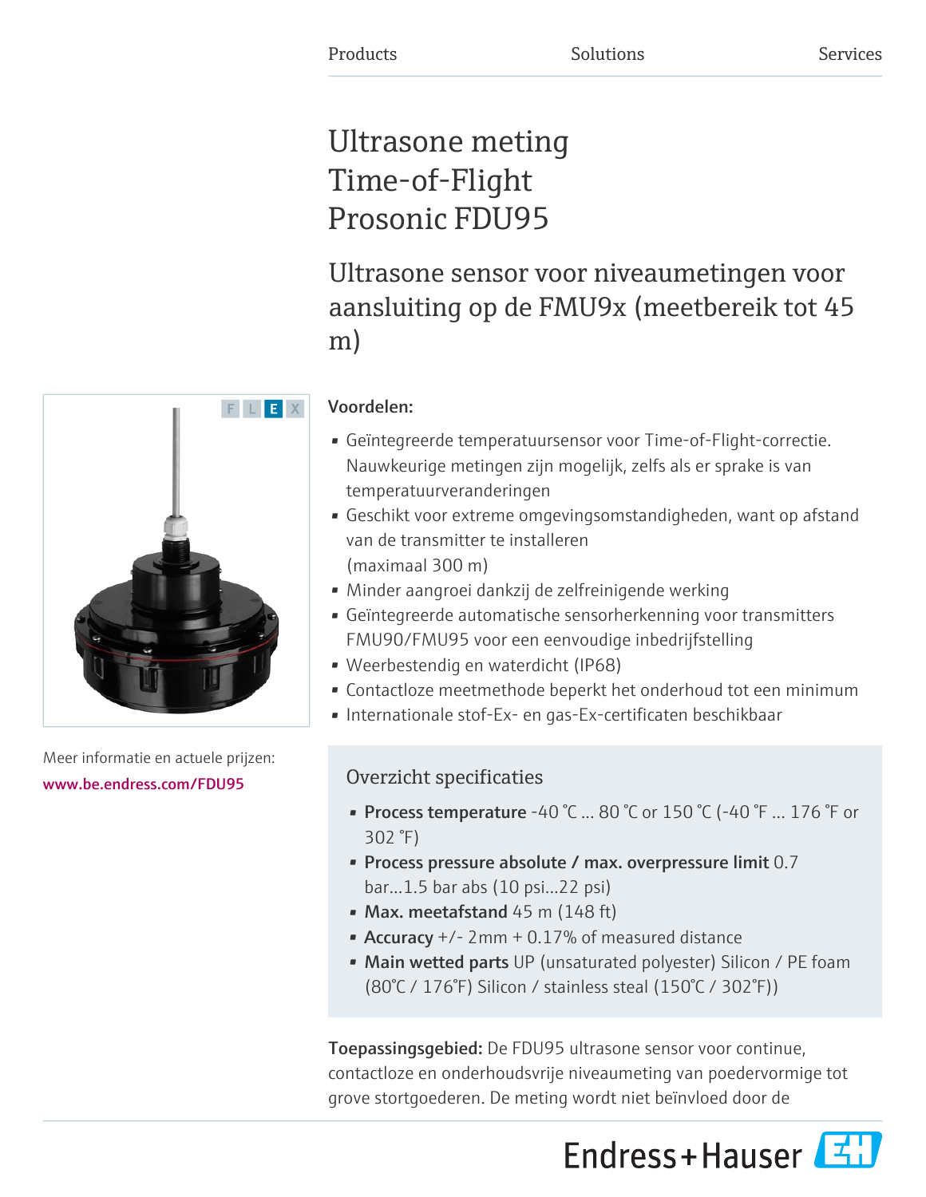Products Solutions Services

# Ultrasone meting Time-of-Flight Prosonic FDU95

## Ultrasone sensor voor niveaumetingen voor aansluiting op de FMU9x (meetbereik tot 45 m)

F L E X

Meer informatie en actuele prijzen:
www.be.endress.com/FDU95

**Voordelen:**

- Geïntegreerde temperatuursensor voor Time-of-Flight-correctie. Nauwkeurige metingen zijn mogelijk, zelfs als er sprake is van temperatuurveranderingen
- Geschikt voor extreme omgevingsomstandigheden, want op afstand van de transmitter te installeren (maximaal 300 m)
- Minder aangroei dankzij de zelfreinigende werking
- Geïntegreerde automatische sensorherkenning voor transmitters FMU90/FMU95 voor een eenvoudige inbedrijfstelling
- Weerbestendig en waterdicht (IP68)
- Contactloze meetmethode beperkt het onderhoud tot een minimum
- Internationale stof-Ex- en gas-Ex-certificaten beschikbaar

### Overzicht specificaties

- **Process temperature** -40 °C ... 80 °C or 150 °C (-40 °F ... 176 °F or 302 °F)
- **Process pressure absolute / max. overpressure limit** 0.7 bar...1.5 bar abs (10 psi...22 psi)
- **Max. meetafstand** 45 m (148 ft)
- **Accuracy** +/- 2mm + 0.17% of measured distance
- **Main wetted parts** UP (unsaturated polyester) Silicon / PE foam (80°C / 176°F) Silicon / stainless steal (150°C / 302°F))

**Toepassingsgebied:** De FDU95 ultrasone sensor voor continue, contactloze en onderhoudsvrije niveaumeting van poedervormige tot grove stortgoederen. De meting wordt niet beïnvloed door de

Endress+Hauser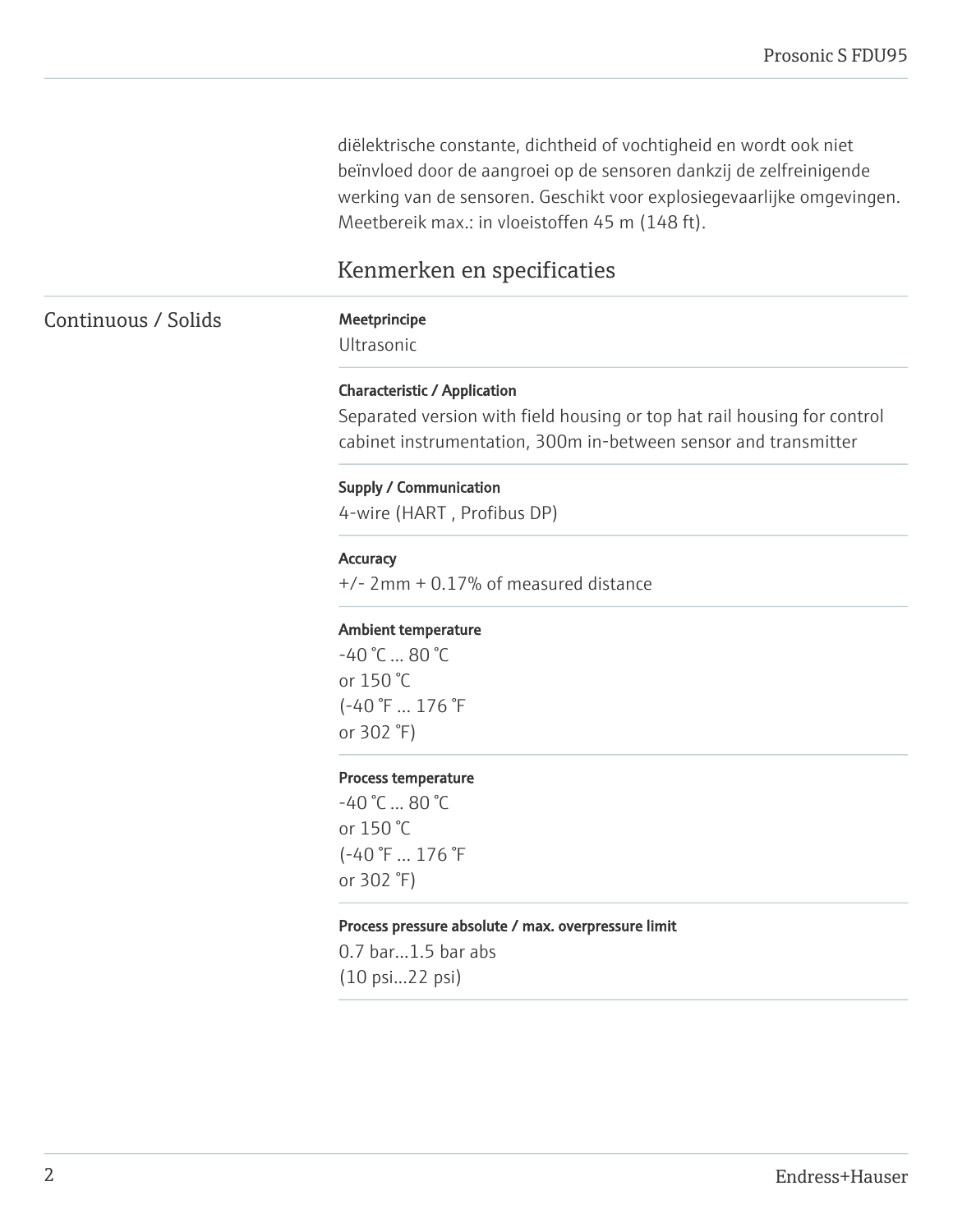diëlektrische constante, dichtheid of vochtigheid en wordt ook niet beïnvloed door de aangroei op de sensoren dankzij de zelfreinigende werking van de sensoren. Geschikt voor explosiegevaarlijke omgevingen. Meetbereik max.: in vloeistoffen 45 m (148 ft).

## Kenmerken en specificaties

### Continuous / Solids

**Meetprincipe**
Ultrasonic

**Characteristic / Application**
Separated version with field housing or top hat rail housing for control cabinet instrumentation, 300m in-between sensor and transmitter

**Supply / Communication**
4-wire (HART , Profibus DP)

**Accuracy**
+/- 2mm + 0.17% of measured distance

**Ambient temperature**
-40 °C ... 80 °C
or 150 °C
(-40 °F ... 176 °F
or 302 °F)

**Process temperature**
-40 °C ... 80 °C
or 150 °C
(-40 °F ... 176 °F
or 302 °F)

**Process pressure absolute / max. overpressure limit**
0.7 bar...1.5 bar abs
(10 psi...22 psi)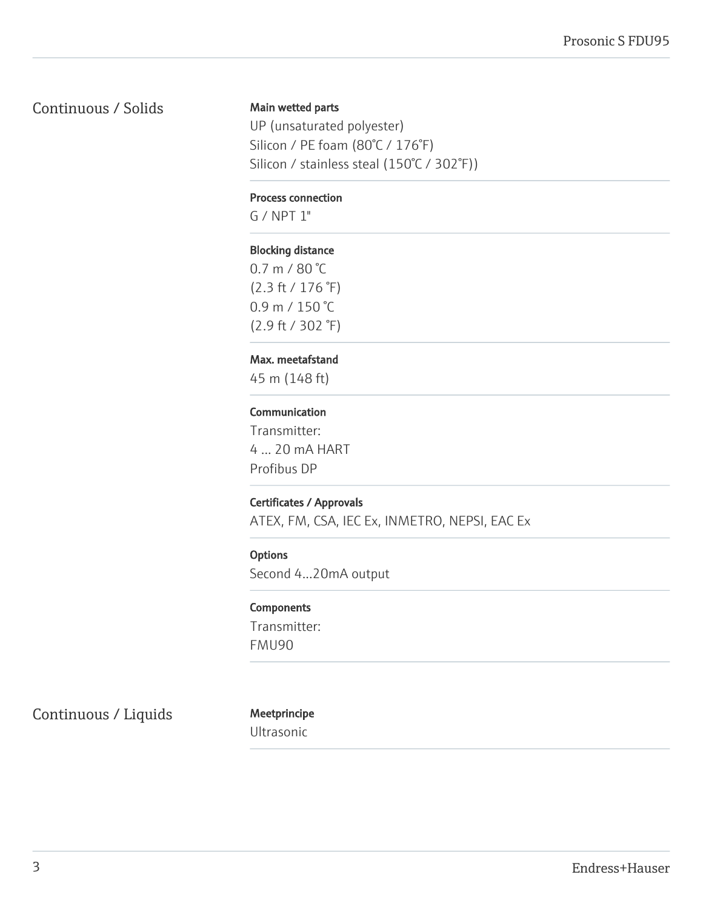## Continuous / Solids

**Main wetted parts**
UP (unsaturated polyester)
Silicon / PE foam (80°C / 176°F)
Silicon / stainless steal (150°C / 302°F))

**Process connection**
G / NPT 1"

**Blocking distance**
0.7 m / 80 °C
(2.3 ft / 176 °F)
0.9 m / 150 °C
(2.9 ft / 302 °F)

**Max. meetafstand**
45 m (148 ft)

**Communication**
Transmitter:
4 ... 20 mA HART
Profibus DP

**Certificates / Approvals**
ATEX, FM, CSA, IEC Ex, INMETRO, NEPSI, EAC Ex

**Options**
Second 4...20mA output

**Components**
Transmitter:
FMU90

## Continuous / Liquids

**Meetprincipe**
Ultrasonic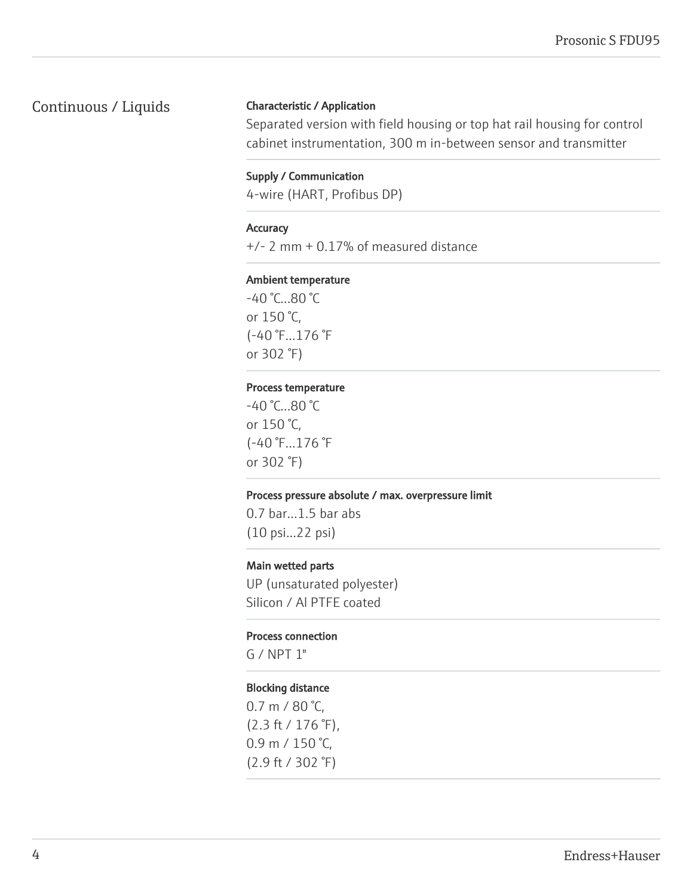## Continuous / Liquids

**Characteristic / Application**

Separated version with field housing or top hat rail housing for control cabinet instrumentation, 300 m in-between sensor and transmitter

**Supply / Communication**

4-wire (HART, Profibus DP)

**Accuracy**

+/- 2 mm + 0.17% of measured distance

**Ambient temperature**

-40 °C...80 °C
or 150 °C,
(-40 °F...176 °F
or 302 °F)

**Process temperature**

-40 °C...80 °C
or 150 °C,
(-40 °F...176 °F
or 302 °F)

**Process pressure absolute / max. overpressure limit**

0.7 bar...1.5 bar abs
(10 psi...22 psi)

**Main wetted parts**

UP (unsaturated polyester)
Silicon / Al PTFE coated

**Process connection**

G / NPT 1"

**Blocking distance**

0.7 m / 80 °C,
(2.3 ft / 176 °F),
0.9 m / 150 °C,
(2.9 ft / 302 °F)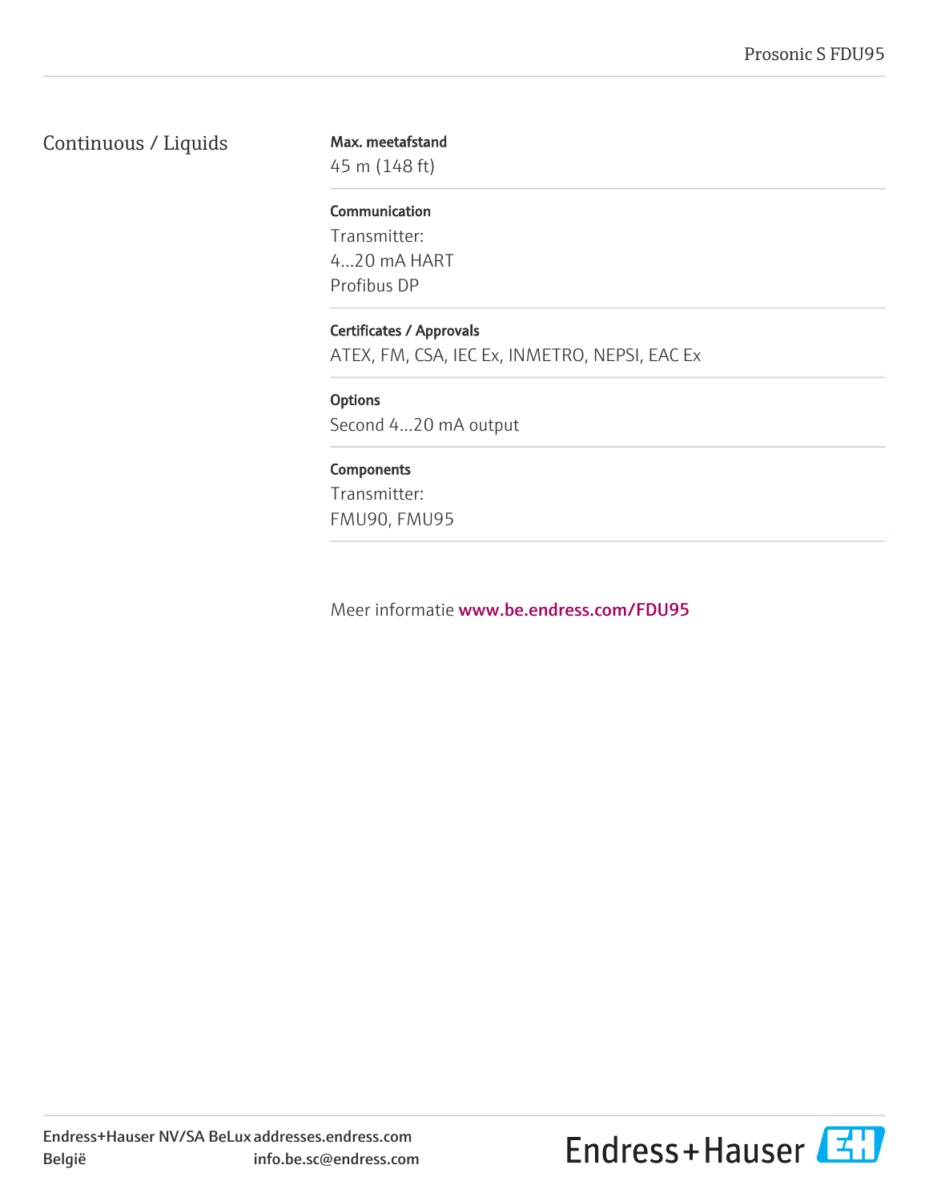## Continuous / Liquids

**Max. meetafstand**

45 m (148 ft)

**Communication**

Transmitter:
4...20 mA HART
Profibus DP

**Certificates / Approvals**

ATEX, FM, CSA, IEC Ex, INMETRO, NEPSI, EAC Ex

**Options**

Second 4...20 mA output

**Components**

Transmitter:
FMU90, FMU95

Meer informatie **www.be.endress.com/FDU95**

Endress+Hauser NV/SA BeLux
België

addresses.endress.com
info.be.sc@endress.com